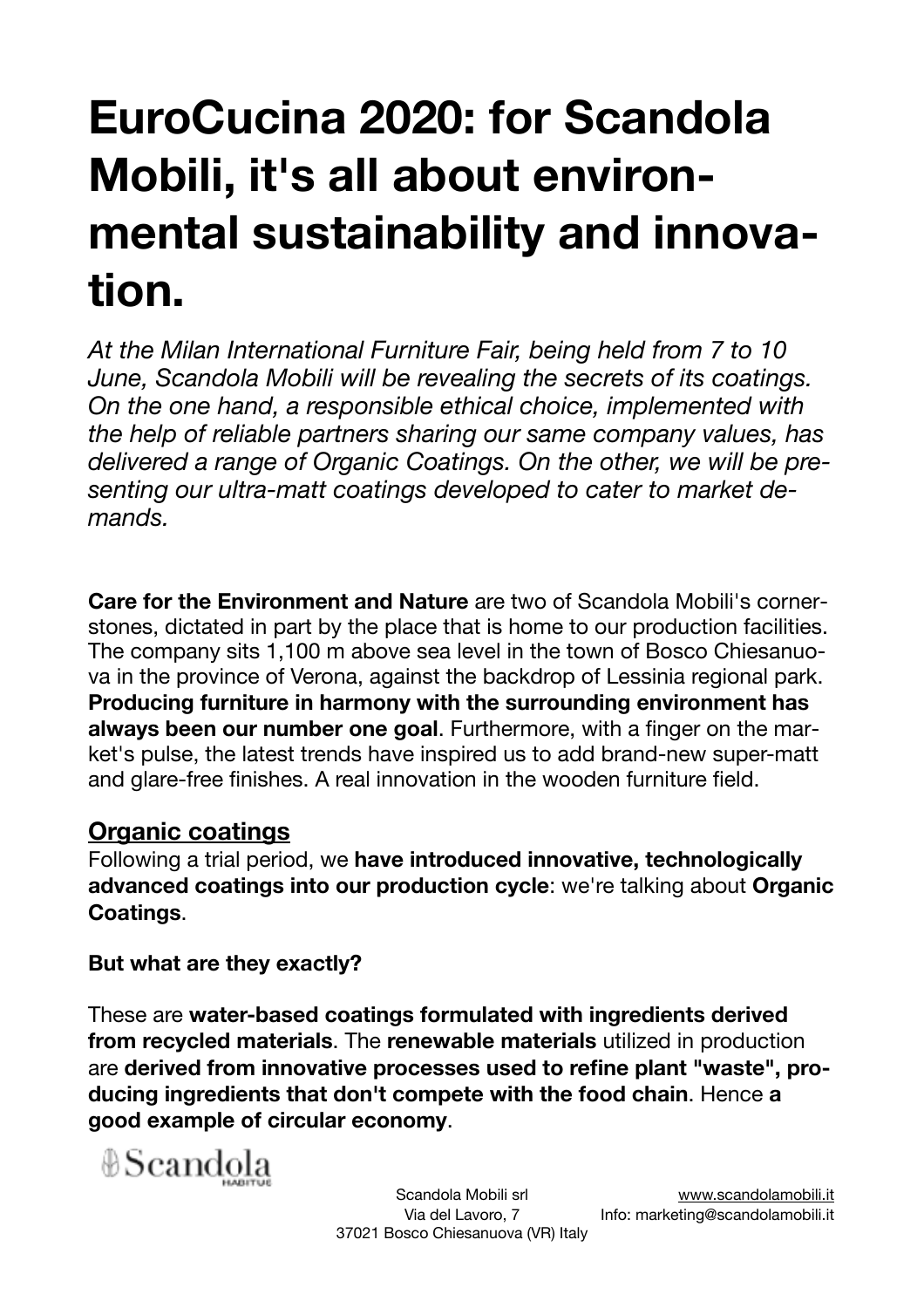# EuroCucina 2020: for Scandola Mobili, it's all about environmental sustainability and innovation.

*At the Milan International Furniture Fair, being held from 7 to 10 June, Scandola Mobili will be revealing the secrets of its coatings. On the one hand, a responsible ethical choice, implemented with the help of reliable partners sharing our same company values, has delivered a range of Organic Coatings. On the other, we will be presenting our ultra-matt coatings developed to cater to market demands.*

**Care for the Environment and Nature** are two of Scandola Mobili's cornerstones, dictated in part by the place that is home to our production facilities. The company sits 1,100 m above sea level in the town of Bosco Chiesanuova in the province of Verona, against the backdrop of Lessinia regional park. **Producing furniture in harmony with the surrounding environment has always been our number one goal**. Furthermore, with a finger on the market's pulse, the latest trends have inspired us to add brand-new super-matt and glare-free finishes. A real innovation in the wooden furniture field.

## Organic coatings

Following a trial period, we **have introduced innovative, technologically advanced coatings into our production cycle**: we're talking about **Organic Coatings**.

**But what are they exactly?**

These are **water-based coatings formulated with ingredients derived from recycled materials**. The **renewable materials** utilized in production are **derived from innovative processes used to refine plant "waste", producing ingredients that don't compete with the food chain**. Hence **a good example of circular economy**.

Scandola Mobili srl
Via del Lavoro, 7
37021 Bosco Chiesanuova (VR) Italy

www.scandolamobili.it
Info: marketing@scandolamobili.it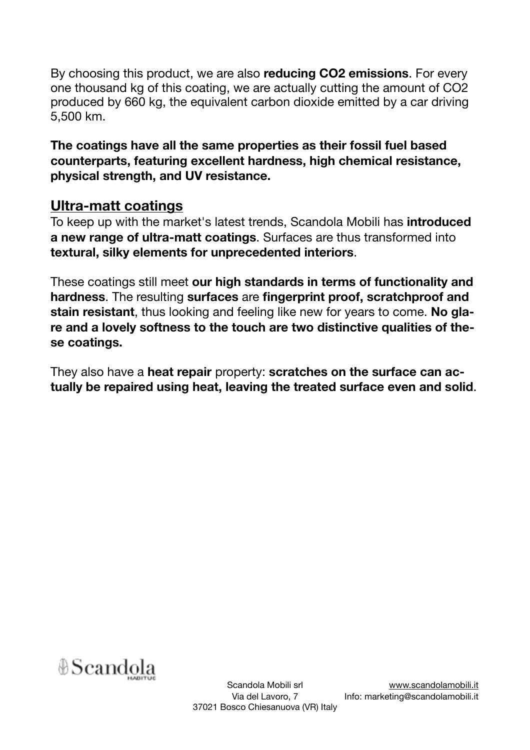By choosing this product, we are also **reducing $CO_2$ emissions**. For every one thousand kg of this coating, we are actually cutting the amount of $CO_2$ produced by 660 kg, the equivalent carbon dioxide emitted by a car driving 5,500 km.

**The coatings have all the same properties as their fossil fuel based counterparts, featuring excellent hardness, high chemical resistance, physical strength, and UV resistance.**

## Ultra-matt coatings

To keep up with the market's latest trends, Scandola Mobili has **introduced a new range of ultra-matt coatings**. Surfaces are thus transformed into **textural, silky elements for unprecedented interiors**.

These coatings still meet **our high standards in terms of functionality and hardness**. The resulting **surfaces** are **fingerprint proof, scratchproof and stain resistant**, thus looking and feeling like new for years to come. **No glare and a lovely softness to the touch are two distinctive qualities of these coatings.**

They also have a **heat repair** property: **scratches on the surface can actually be repaired using heat, leaving the treated surface even and solid**.

Scandola Mobili srl
Via del Lavoro, 7
37021 Bosco Chiesanuova (VR) Italy

www.scandolamobili.it
Info: marketing@scandolamobili.it